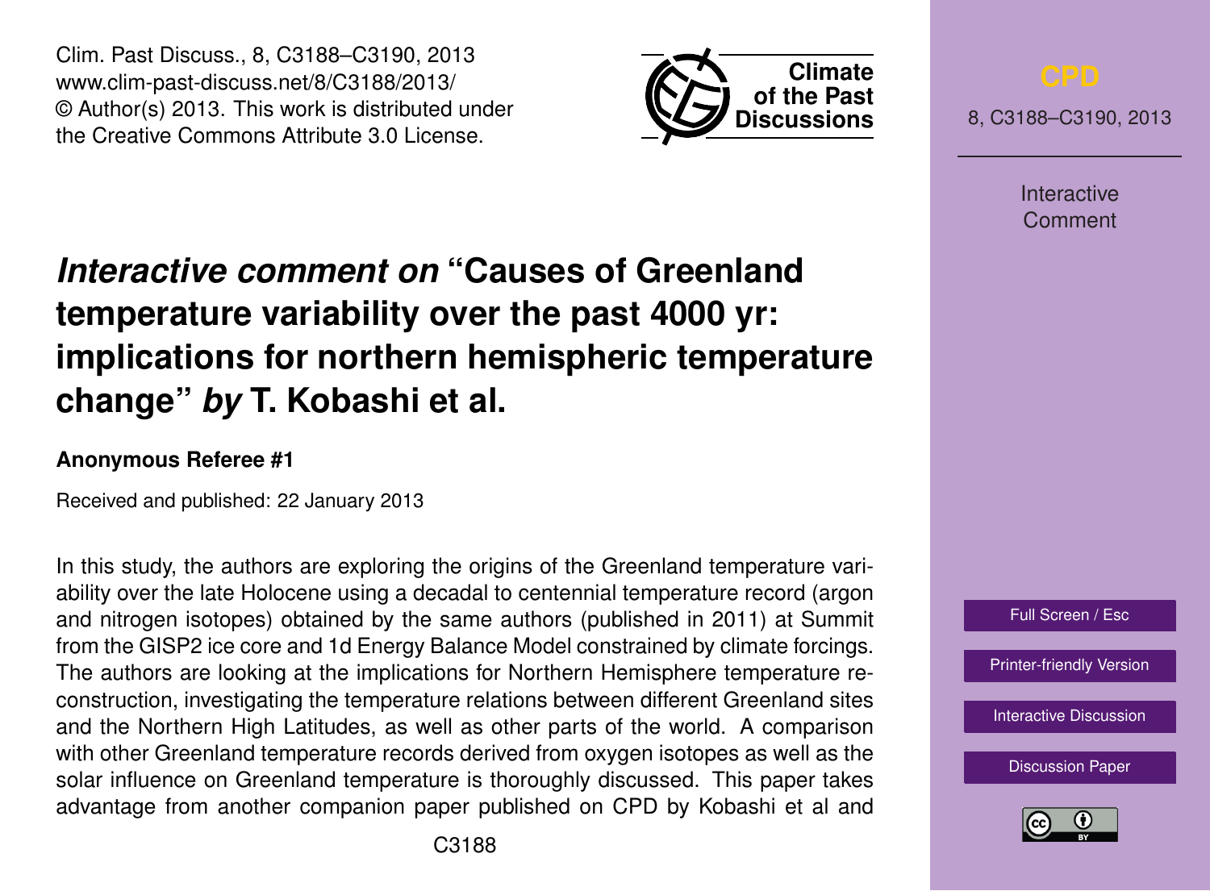# *Interactive comment on* "Causes of Greenland temperature variability over the past 4000 yr: implications for northern hemispheric temperature change" *by* T. Kobashi et al.

**Anonymous Referee #1**

Received and published: 22 January 2013

In this study, the authors are exploring the origins of the Greenland temperature variability over the late Holocene using a decadal to centennial temperature record (argon and nitrogen isotopes) obtained by the same authors (published in 2011) at Summit from the GISP2 ice core and 1d Energy Balance Model constrained by climate forcings. The authors are looking at the implications for Northern Hemisphere temperature reconstruction, investigating the temperature relations between different Greenland sites and the Northern High Latitudes, as well as other parts of the world. A comparison with other Greenland temperature records derived from oxygen isotopes as well as the solar influence on Greenland temperature is thoroughly discussed. This paper takes advantage from another companion paper published on CPD by Kobashi et al and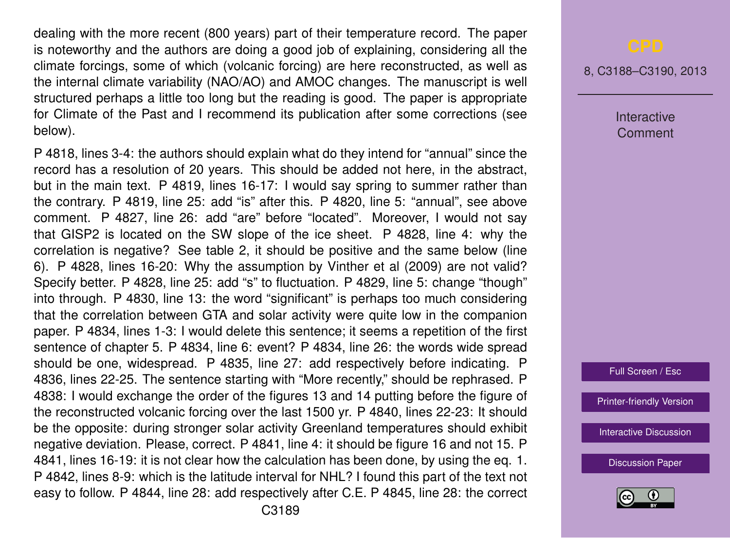dealing with the more recent (800 years) part of their temperature record. The paper is noteworthy and the authors are doing a good job of explaining, considering all the climate forcings, some of which (volcanic forcing) are here reconstructed, as well as the internal climate variability (NAO/AO) and AMOC changes. The manuscript is well structured perhaps a little too long but the reading is good. The paper is appropriate for Climate of the Past and I recommend its publication after some corrections (see below).

P 4818, lines 3-4: the authors should explain what do they intend for "annual" since the record has a resolution of 20 years. This should be added not here, in the abstract, but in the main text. P 4819, lines 16-17: I would say spring to summer rather than the contrary. P 4819, line 25: add "is" after this. P 4820, line 5: "annual", see above comment. P 4827, line 26: add "are" before "located". Moreover, I would not say that GISP2 is located on the SW slope of the ice sheet. P 4828, line 4: why the correlation is negative? See table 2, it should be positive and the same below (line 6). P 4828, lines 16-20: Why the assumption by Vinther et al (2009) are not valid? Specify better. P 4828, line 25: add "s" to fluctuation. P 4829, line 5: change "though" into through. P 4830, line 13: the word "significant" is perhaps too much considering that the correlation between GTA and solar activity were quite low in the companion paper. P 4834, lines 1-3: I would delete this sentence; it seems a repetition of the first sentence of chapter 5. P 4834, line 6: event? P 4834, line 26: the words wide spread should be one, widespread. P 4835, line 27: add respectively before indicating. P 4836, lines 22-25. The sentence starting with "More recently," should be rephrased. P 4838: I would exchange the order of the figures 13 and 14 putting before the figure of the reconstructed volcanic forcing over the last 1500 yr. P 4840, lines 22-23: It should be the opposite: during stronger solar activity Greenland temperatures should exhibit negative deviation. Please, correct. P 4841, line 4: it should be figure 16 and not 15. P 4841, lines 16-19: it is not clear how the calculation has been done, by using the eq. 1. P 4842, lines 8-9: which is the latitude interval for NHL? I found this part of the text not easy to follow. P 4844, line 28: add respectively after C.E. P 4845, line 28: the correct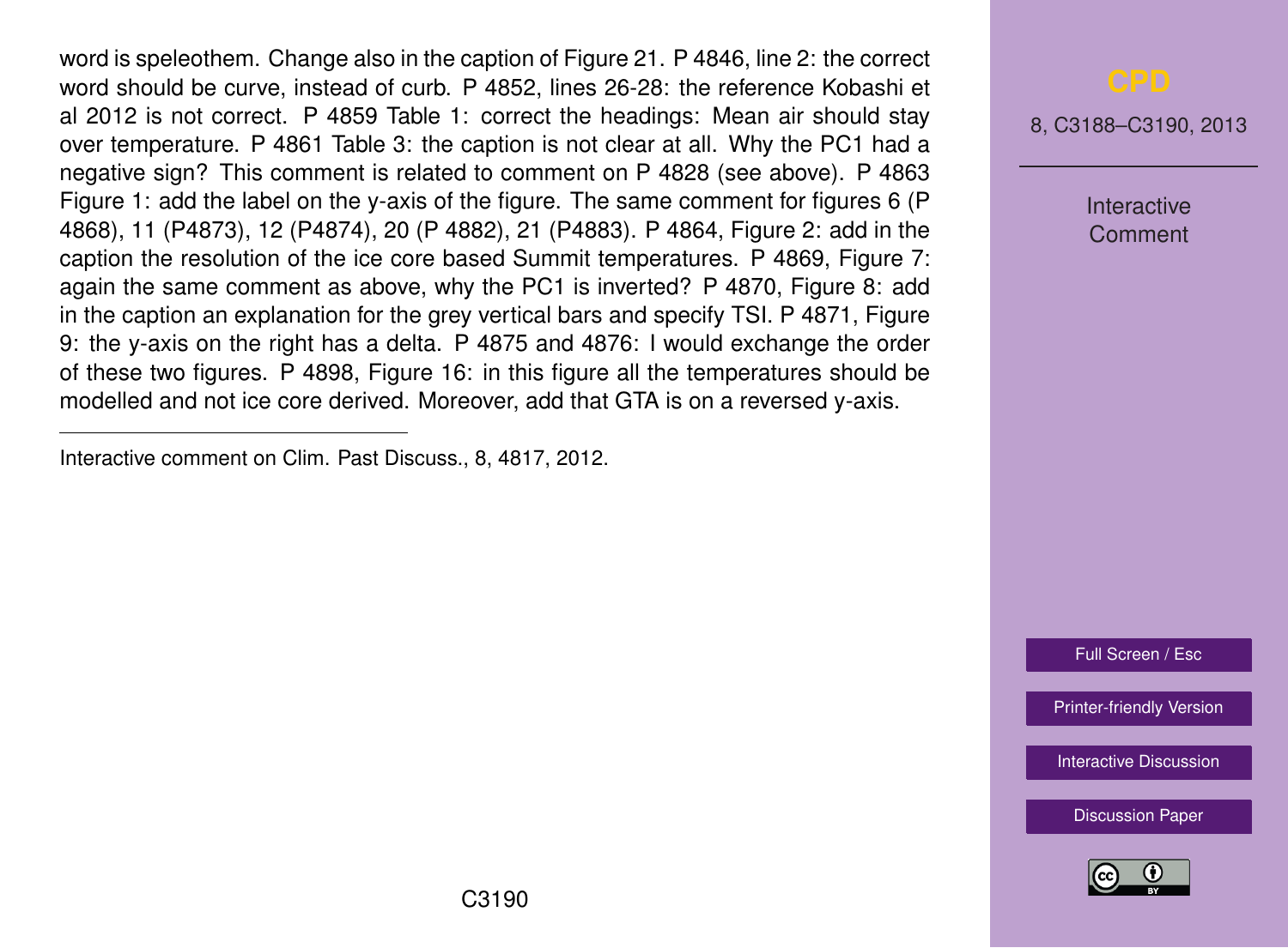word is speleothem. Change also in the caption of Figure 21. P 4846, line 2: the correct word should be curve, instead of curb. P 4852, lines 26-28: the reference Kobashi et al 2012 is not correct. P 4859 Table 1: correct the headings: Mean air should stay over temperature. P 4861 Table 3: the caption is not clear at all. Why the PC1 had a negative sign? This comment is related to comment on P 4828 (see above). P 4863 Figure 1: add the label on the y-axis of the figure. The same comment for figures 6 (P 4868), 11 (P4873), 12 (P4874), 20 (P 4882), 21 (P4883). P 4864, Figure 2: add in the caption the resolution of the ice core based Summit temperatures. P 4869, Figure 7: again the same comment as above, why the PC1 is inverted? P 4870, Figure 8: add in the caption an explanation for the grey vertical bars and specify TSI. P 4871, Figure 9: the y-axis on the right has a delta. P 4875 and 4876: I would exchange the order of these two figures. P 4898, Figure 16: in this figure all the temperatures should be modelled and not ice core derived. Moreover, add that GTA is on a reversed y-axis.

---

Interactive comment on Clim. Past Discuss., 8, 4817, 2012.